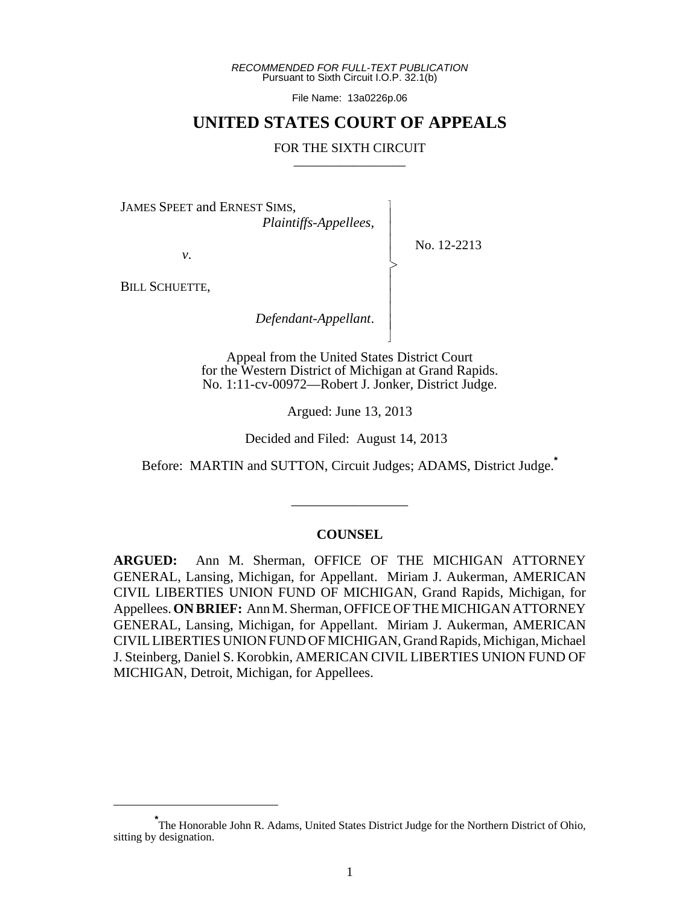*RECOMMENDED FOR FULL-TEXT PUBLICATION*
Pursuant to Sixth Circuit I.O.P. 32.1(b)

File Name: 13a0226p.06

# UNITED STATES COURT OF APPEALS

FOR THE SIXTH CIRCUIT

---

JAMES SPEET and ERNEST SIMS,
*Plaintiffs-Appellees*,

*v*.

BILL SCHUETTE,
*Defendant-Appellant*.

No. 12-2213

Appeal from the United States District Court
for the Western District of Michigan at Grand Rapids.
No. 1:11-cv-00972—Robert J. Jonker, District Judge.

Argued: June 13, 2013

Decided and Filed: August 14, 2013

Before: MARTIN and SUTTON, Circuit Judges; ADAMS, District Judge.*

---

## COUNSEL

**ARGUED:** Ann M. Sherman, OFFICE OF THE MICHIGAN ATTORNEY GENERAL, Lansing, Michigan, for Appellant. Miriam J. Aukerman, AMERICAN CIVIL LIBERTIES UNION FUND OF MICHIGAN, Grand Rapids, Michigan, for Appellees. **ON BRIEF:** Ann M. Sherman, OFFICE OF THE MICHIGAN ATTORNEY GENERAL, Lansing, Michigan, for Appellant. Miriam J. Aukerman, AMERICAN CIVIL LIBERTIES UNION FUND OF MICHIGAN, Grand Rapids, Michigan, Michael J. Steinberg, Daniel S. Korobkin, AMERICAN CIVIL LIBERTIES UNION FUND OF MICHIGAN, Detroit, Michigan, for Appellees.

---

*The Honorable John R. Adams, United States District Judge for the Northern District of Ohio, sitting by designation.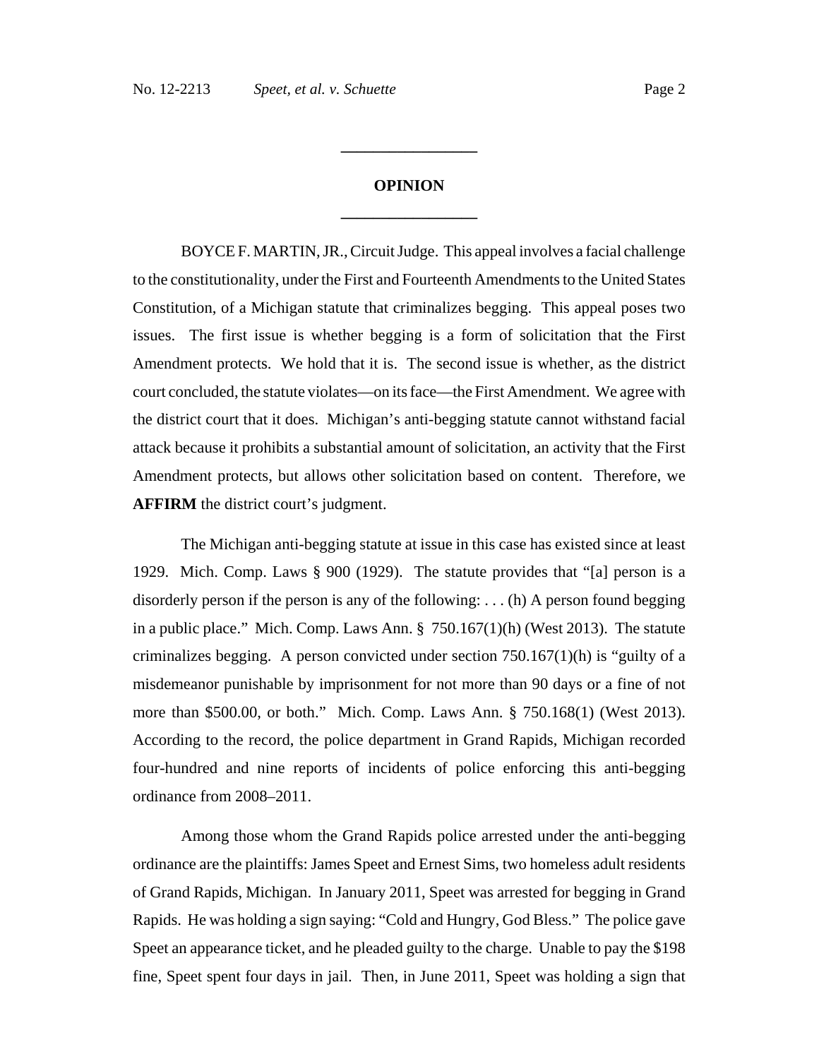# OPINION

BOYCE F. MARTIN, JR., Circuit Judge. This appeal involves a facial challenge to the constitutionality, under the First and Fourteenth Amendments to the United States Constitution, of a Michigan statute that criminalizes begging. This appeal poses two issues. The first issue is whether begging is a form of solicitation that the First Amendment protects. We hold that it is. The second issue is whether, as the district court concluded, the statute violates—on its face—the First Amendment. We agree with the district court that it does. Michigan's anti-begging statute cannot withstand facial attack because it prohibits a substantial amount of solicitation, an activity that the First Amendment protects, but allows other solicitation based on content. Therefore, we **AFFIRM** the district court's judgment.

The Michigan anti-begging statute at issue in this case has existed since at least 1929. Mich. Comp. Laws § 900 (1929). The statute provides that "[a] person is a disorderly person if the person is any of the following: . . . (h) A person found begging in a public place." Mich. Comp. Laws Ann. § 750.167(1)(h) (West 2013). The statute criminalizes begging. A person convicted under section 750.167(1)(h) is "guilty of a misdemeanor punishable by imprisonment for not more than 90 days or a fine of not more than $500.00, or both." Mich. Comp. Laws Ann. § 750.168(1) (West 2013). According to the record, the police department in Grand Rapids, Michigan recorded four-hundred and nine reports of incidents of police enforcing this anti-begging ordinance from 2008–2011.

Among those whom the Grand Rapids police arrested under the anti-begging ordinance are the plaintiffs: James Speet and Ernest Sims, two homeless adult residents of Grand Rapids, Michigan. In January 2011, Speet was arrested for begging in Grand Rapids. He was holding a sign saying: "Cold and Hungry, God Bless." The police gave Speet an appearance ticket, and he pleaded guilty to the charge. Unable to pay the $198 fine, Speet spent four days in jail. Then, in June 2011, Speet was holding a sign that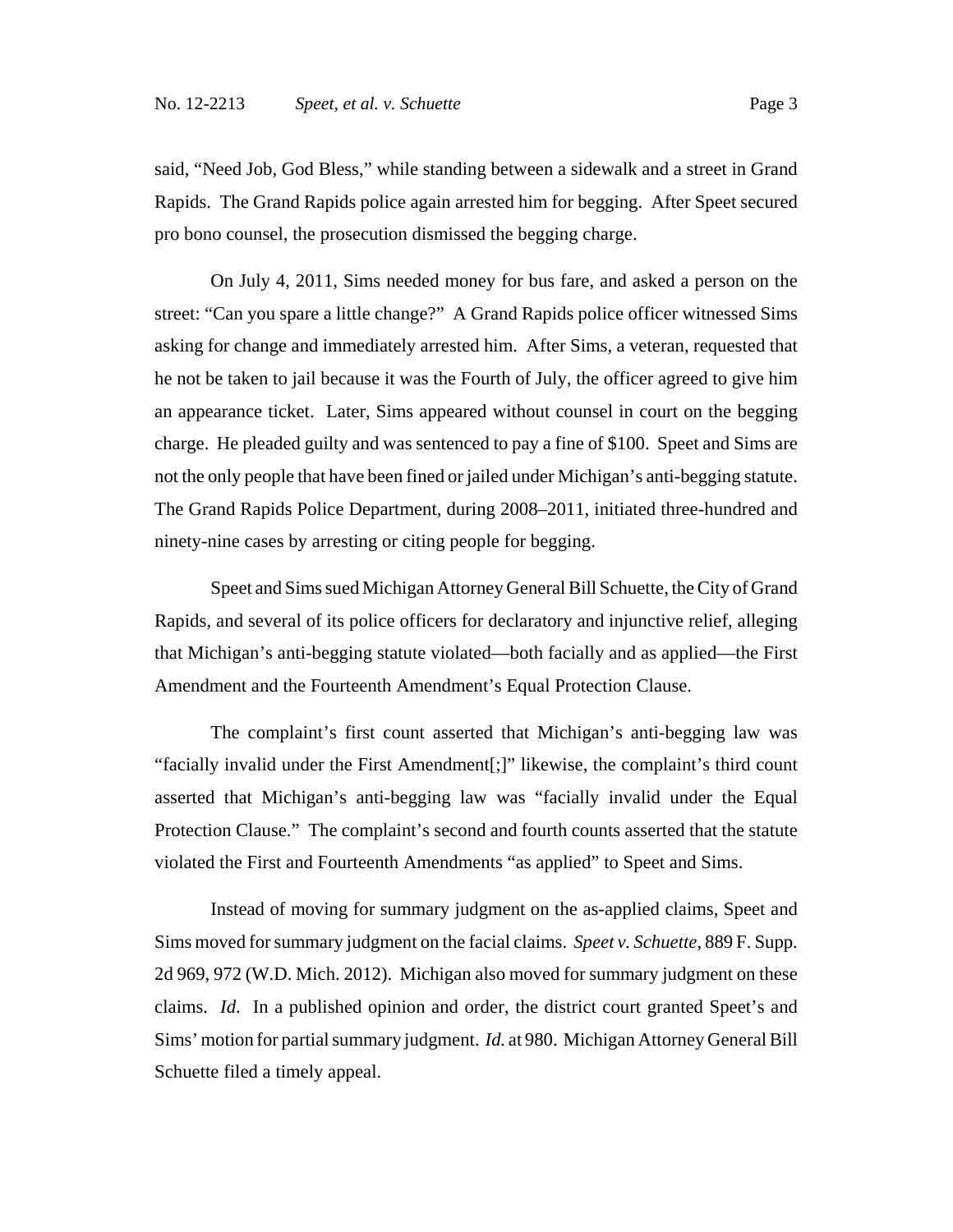said, "Need Job, God Bless," while standing between a sidewalk and a street in Grand Rapids. The Grand Rapids police again arrested him for begging. After Speet secured pro bono counsel, the prosecution dismissed the begging charge.

On July 4, 2011, Sims needed money for bus fare, and asked a person on the street: "Can you spare a little change?" A Grand Rapids police officer witnessed Sims asking for change and immediately arrested him. After Sims, a veteran, requested that he not be taken to jail because it was the Fourth of July, the officer agreed to give him an appearance ticket. Later, Sims appeared without counsel in court on the begging charge. He pleaded guilty and was sentenced to pay a fine of $100. Speet and Sims are not the only people that have been fined or jailed under Michigan's anti-begging statute. The Grand Rapids Police Department, during 2008–2011, initiated three-hundred and ninety-nine cases by arresting or citing people for begging.

Speet and Sims sued Michigan Attorney General Bill Schuette, the City of Grand Rapids, and several of its police officers for declaratory and injunctive relief, alleging that Michigan's anti-begging statute violated—both facially and as applied—the First Amendment and the Fourteenth Amendment's Equal Protection Clause.

The complaint's first count asserted that Michigan's anti-begging law was "facially invalid under the First Amendment[;]" likewise, the complaint's third count asserted that Michigan's anti-begging law was "facially invalid under the Equal Protection Clause." The complaint's second and fourth counts asserted that the statute violated the First and Fourteenth Amendments "as applied" to Speet and Sims.

Instead of moving for summary judgment on the as-applied claims, Speet and Sims moved for summary judgment on the facial claims. *Speet v. Schuette*, 889 F. Supp. 2d 969, 972 (W.D. Mich. 2012). Michigan also moved for summary judgment on these claims. *Id*. In a published opinion and order, the district court granted Speet's and Sims' motion for partial summary judgment. *Id.* at 980. Michigan Attorney General Bill Schuette filed a timely appeal.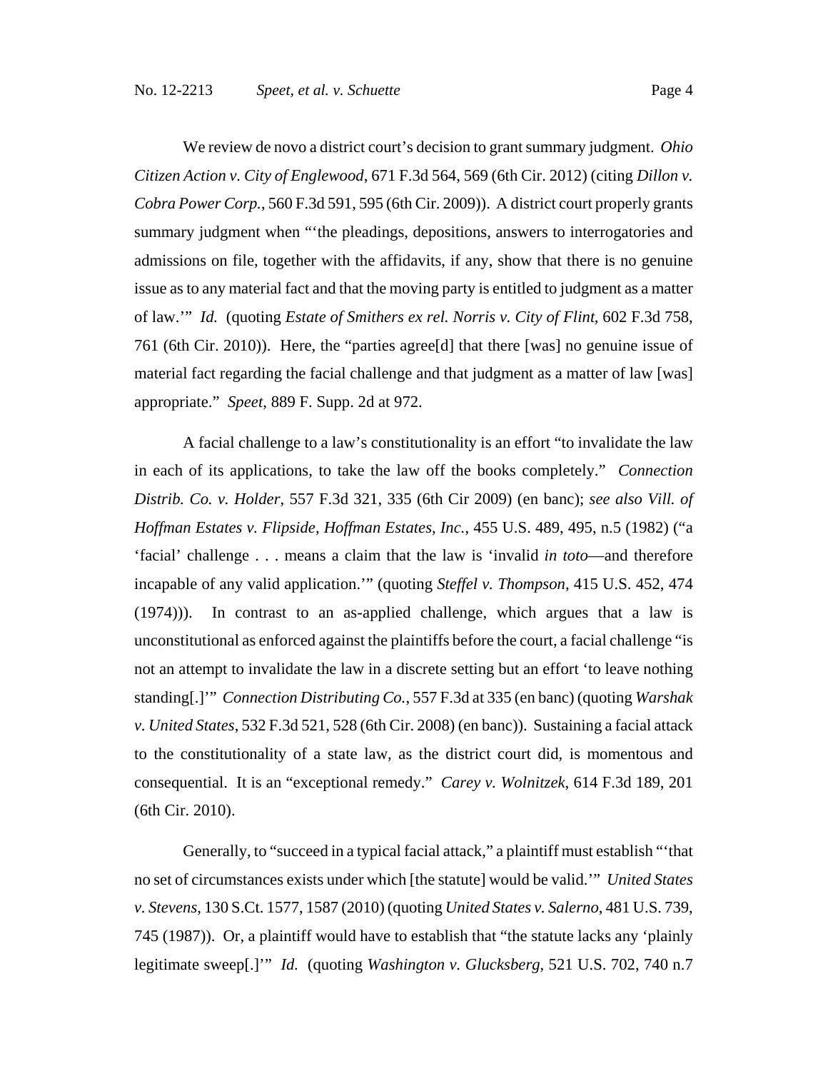We review de novo a district court's decision to grant summary judgment. *Ohio Citizen Action v. City of Englewood*, 671 F.3d 564, 569 (6th Cir. 2012) (citing *Dillon v. Cobra Power Corp.*, 560 F.3d 591, 595 (6th Cir. 2009)). A district court properly grants summary judgment when "'the pleadings, depositions, answers to interrogatories and admissions on file, together with the affidavits, if any, show that there is no genuine issue as to any material fact and that the moving party is entitled to judgment as a matter of law.'" *Id.* (quoting *Estate of Smithers ex rel. Norris v. City of Flint*, 602 F.3d 758, 761 (6th Cir. 2010)). Here, the "parties agree[d] that there [was] no genuine issue of material fact regarding the facial challenge and that judgment as a matter of law [was] appropriate." *Speet*, 889 F. Supp. 2d at 972.

A facial challenge to a law's constitutionality is an effort "to invalidate the law in each of its applications, to take the law off the books completely." *Connection Distrib. Co. v. Holder*, 557 F.3d 321, 335 (6th Cir 2009) (en banc); *see also Vill. of Hoffman Estates v. Flipside, Hoffman Estates, Inc.*, 455 U.S. 489, 495, n.5 (1982) ("a 'facial' challenge . . . means a claim that the law is 'invalid *in toto*—and therefore incapable of any valid application.'" (quoting *Steffel v. Thompson*, 415 U.S. 452, 474 (1974))). In contrast to an as-applied challenge, which argues that a law is unconstitutional as enforced against the plaintiffs before the court, a facial challenge "is not an attempt to invalidate the law in a discrete setting but an effort 'to leave nothing standing[.]'" *Connection Distributing Co.*, 557 F.3d at 335 (en banc) (quoting *Warshak v. United States*, 532 F.3d 521, 528 (6th Cir. 2008) (en banc)). Sustaining a facial attack to the constitutionality of a state law, as the district court did, is momentous and consequential. It is an "exceptional remedy." *Carey v. Wolnitzek*, 614 F.3d 189, 201 (6th Cir. 2010).

Generally, to "succeed in a typical facial attack," a plaintiff must establish "'that no set of circumstances exists under which [the statute] would be valid.'" *United States v. Stevens*, 130 S.Ct. 1577, 1587 (2010) (quoting *United States v. Salerno*, 481 U.S. 739, 745 (1987)). Or, a plaintiff would have to establish that "the statute lacks any 'plainly legitimate sweep[.]'" *Id.* (quoting *Washington v. Glucksberg*, 521 U.S. 702, 740 n.7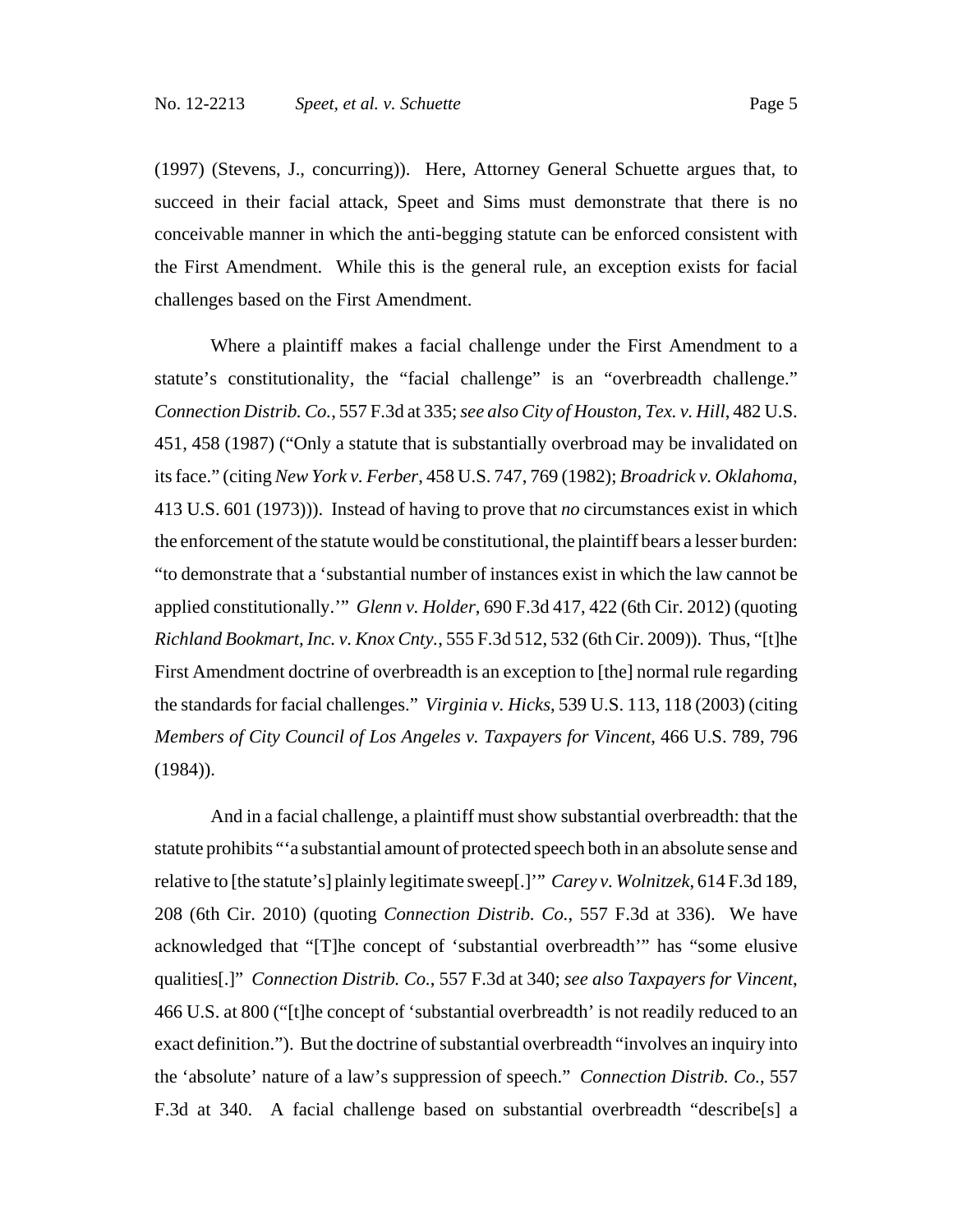(1997) (Stevens, J., concurring)). Here, Attorney General Schuette argues that, to succeed in their facial attack, Speet and Sims must demonstrate that there is no conceivable manner in which the anti-begging statute can be enforced consistent with the First Amendment. While this is the general rule, an exception exists for facial challenges based on the First Amendment.

Where a plaintiff makes a facial challenge under the First Amendment to a statute's constitutionality, the "facial challenge" is an "overbreadth challenge." *Connection Distrib. Co.*, 557 F.3d at 335; *see also City of Houston, Tex. v. Hill*, 482 U.S. 451, 458 (1987) ("Only a statute that is substantially overbroad may be invalidated on its face." (citing *New York v. Ferber*, 458 U.S. 747, 769 (1982); *Broadrick v. Oklahoma*, 413 U.S. 601 (1973))). Instead of having to prove that *no* circumstances exist in which the enforcement of the statute would be constitutional, the plaintiff bears a lesser burden: "to demonstrate that a 'substantial number of instances exist in which the law cannot be applied constitutionally.'" *Glenn v. Holder*, 690 F.3d 417, 422 (6th Cir. 2012) (quoting *Richland Bookmart, Inc. v. Knox Cnty.*, 555 F.3d 512, 532 (6th Cir. 2009)). Thus, "[t]he First Amendment doctrine of overbreadth is an exception to [the] normal rule regarding the standards for facial challenges." *Virginia v. Hicks*, 539 U.S. 113, 118 (2003) (citing *Members of City Council of Los Angeles v. Taxpayers for Vincent*, 466 U.S. 789, 796 (1984)).

And in a facial challenge, a plaintiff must show substantial overbreadth: that the statute prohibits "'a substantial amount of protected speech both in an absolute sense and relative to [the statute's] plainly legitimate sweep[.]'" *Carey v. Wolnitzek*, 614 F.3d 189, 208 (6th Cir. 2010) (quoting *Connection Distrib. Co.*, 557 F.3d at 336). We have acknowledged that "[T]he concept of 'substantial overbreadth'" has "some elusive qualities[.]" *Connection Distrib. Co.*, 557 F.3d at 340; *see also Taxpayers for Vincent*, 466 U.S. at 800 ("[t]he concept of 'substantial overbreadth' is not readily reduced to an exact definition."). But the doctrine of substantial overbreadth "involves an inquiry into the 'absolute' nature of a law's suppression of speech." *Connection Distrib. Co.*, 557 F.3d at 340. A facial challenge based on substantial overbreadth "describe[s] a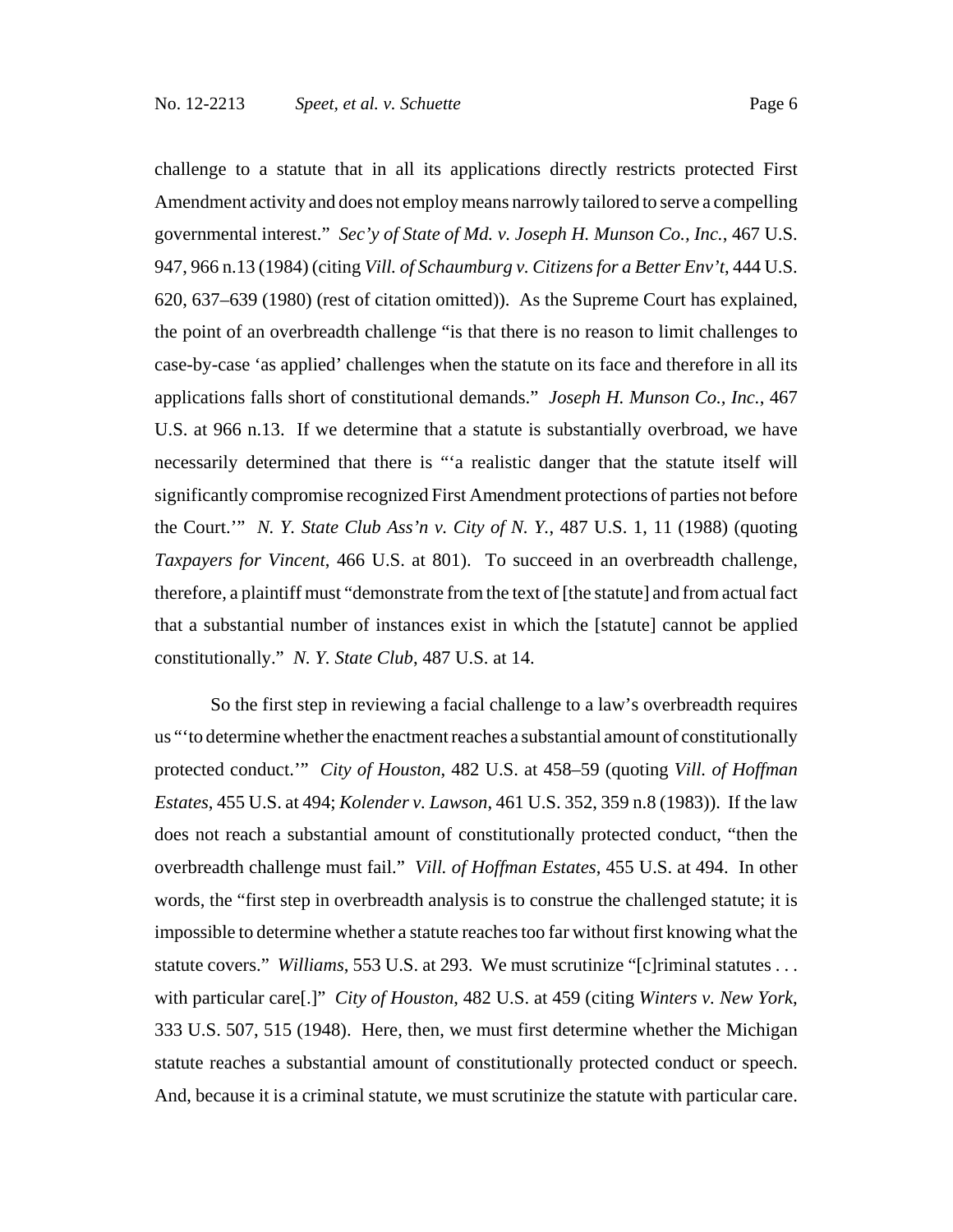challenge to a statute that in all its applications directly restricts protected First Amendment activity and does not employ means narrowly tailored to serve a compelling governmental interest." *Sec'y of State of Md. v. Joseph H. Munson Co., Inc.*, 467 U.S. 947, 966 n.13 (1984) (citing *Vill. of Schaumburg v. Citizens for a Better Env't*, 444 U.S. 620, 637–639 (1980) (rest of citation omitted)). As the Supreme Court has explained, the point of an overbreadth challenge "is that there is no reason to limit challenges to case-by-case 'as applied' challenges when the statute on its face and therefore in all its applications falls short of constitutional demands." *Joseph H. Munson Co., Inc.*, 467 U.S. at 966 n.13. If we determine that a statute is substantially overbroad, we have necessarily determined that there is "'a realistic danger that the statute itself will significantly compromise recognized First Amendment protections of parties not before the Court.'" *N. Y. State Club Ass'n v. City of N. Y.*, 487 U.S. 1, 11 (1988) (quoting *Taxpayers for Vincent*, 466 U.S. at 801). To succeed in an overbreadth challenge, therefore, a plaintiff must "demonstrate from the text of [the statute] and from actual fact that a substantial number of instances exist in which the [statute] cannot be applied constitutionally." *N. Y. State Club*, 487 U.S. at 14.

So the first step in reviewing a facial challenge to a law's overbreadth requires us "'to determine whether the enactment reaches a substantial amount of constitutionally protected conduct.'" *City of Houston*, 482 U.S. at 458–59 (quoting *Vill. of Hoffman Estates*, 455 U.S. at 494; *Kolender v. Lawson*, 461 U.S. 352, 359 n.8 (1983)). If the law does not reach a substantial amount of constitutionally protected conduct, "then the overbreadth challenge must fail." *Vill. of Hoffman Estates*, 455 U.S. at 494. In other words, the "first step in overbreadth analysis is to construe the challenged statute; it is impossible to determine whether a statute reaches too far without first knowing what the statute covers." *Williams*, 553 U.S. at 293. We must scrutinize "[c]riminal statutes . . . with particular care[.]" *City of Houston*, 482 U.S. at 459 (citing *Winters v. New York*, 333 U.S. 507, 515 (1948). Here, then, we must first determine whether the Michigan statute reaches a substantial amount of constitutionally protected conduct or speech. And, because it is a criminal statute, we must scrutinize the statute with particular care.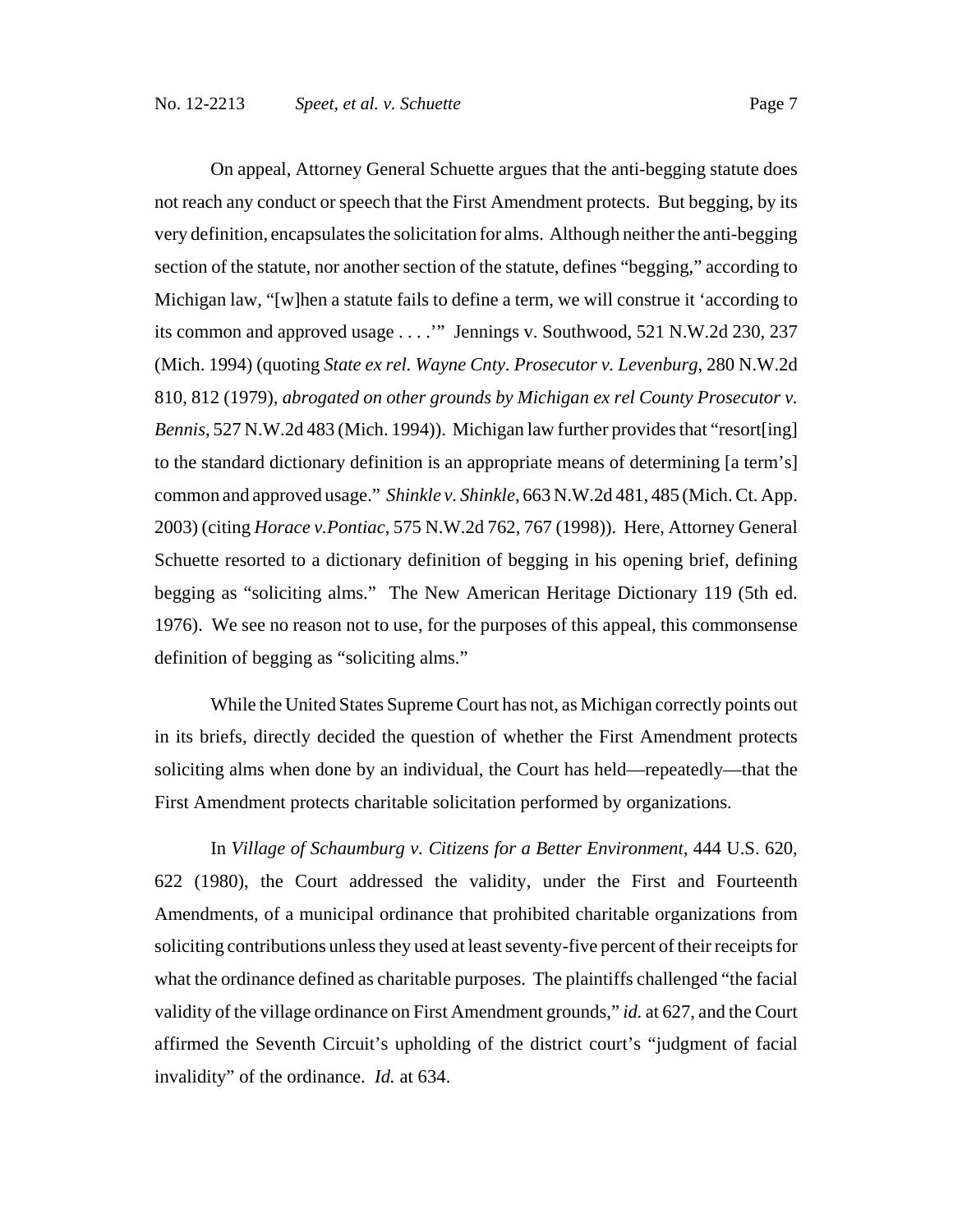On appeal, Attorney General Schuette argues that the anti-begging statute does not reach any conduct or speech that the First Amendment protects. But begging, by its very definition, encapsulates the solicitation for alms. Although neither the anti-begging section of the statute, nor another section of the statute, defines "begging," according to Michigan law, "[w]hen a statute fails to define a term, we will construe it 'according to its common and approved usage . . . .'" Jennings v. Southwood, 521 N.W.2d 230, 237 (Mich. 1994) (quoting *State ex rel. Wayne Cnty. Prosecutor v. Levenburg*, 280 N.W.2d 810, 812 (1979), *abrogated on other grounds by Michigan ex rel County Prosecutor v. Bennis*, 527 N.W.2d 483 (Mich. 1994)). Michigan law further provides that "resort[ing] to the standard dictionary definition is an appropriate means of determining [a term's] common and approved usage." *Shinkle v. Shinkle*, 663 N.W.2d 481, 485 (Mich. Ct. App. 2003) (citing *Horace v.Pontiac*, 575 N.W.2d 762, 767 (1998)). Here, Attorney General Schuette resorted to a dictionary definition of begging in his opening brief, defining begging as "soliciting alms." The New American Heritage Dictionary 119 (5th ed. 1976). We see no reason not to use, for the purposes of this appeal, this commonsense definition of begging as "soliciting alms."

While the United States Supreme Court has not, as Michigan correctly points out in its briefs, directly decided the question of whether the First Amendment protects soliciting alms when done by an individual, the Court has held—repeatedly—that the First Amendment protects charitable solicitation performed by organizations.

In *Village of Schaumburg v. Citizens for a Better Environment*, 444 U.S. 620, 622 (1980), the Court addressed the validity, under the First and Fourteenth Amendments, of a municipal ordinance that prohibited charitable organizations from soliciting contributions unless they used at least seventy-five percent of their receipts for what the ordinance defined as charitable purposes. The plaintiffs challenged "the facial validity of the village ordinance on First Amendment grounds," *id.* at 627, and the Court affirmed the Seventh Circuit's upholding of the district court's "judgment of facial invalidity" of the ordinance. *Id.* at 634.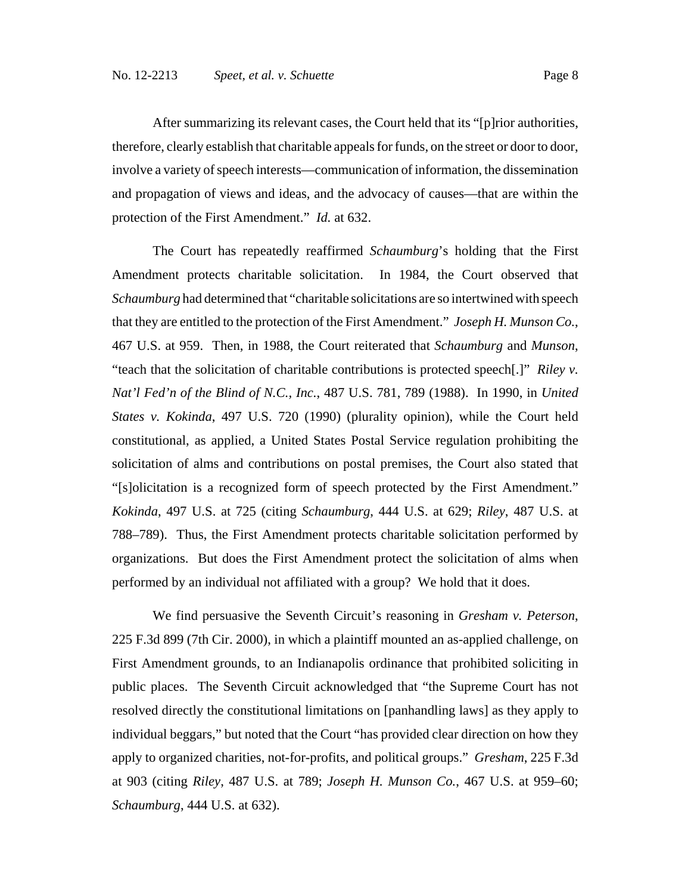After summarizing its relevant cases, the Court held that its "[p]rior authorities, therefore, clearly establish that charitable appeals for funds, on the street or door to door, involve a variety of speech interests—communication of information, the dissemination and propagation of views and ideas, and the advocacy of causes—that are within the protection of the First Amendment." *Id.* at 632.

The Court has repeatedly reaffirmed *Schaumburg*'s holding that the First Amendment protects charitable solicitation. In 1984, the Court observed that *Schaumburg* had determined that "charitable solicitations are so intertwined with speech that they are entitled to the protection of the First Amendment." *Joseph H. Munson Co.*, 467 U.S. at 959. Then, in 1988, the Court reiterated that *Schaumburg* and *Munson*, "teach that the solicitation of charitable contributions is protected speech[.]" *Riley v. Nat'l Fed'n of the Blind of N.C., Inc.*, 487 U.S. 781, 789 (1988). In 1990, in *United States v. Kokinda*, 497 U.S. 720 (1990) (plurality opinion), while the Court held constitutional, as applied, a United States Postal Service regulation prohibiting the solicitation of alms and contributions on postal premises, the Court also stated that "[s]olicitation is a recognized form of speech protected by the First Amendment." *Kokinda*, 497 U.S. at 725 (citing *Schaumburg*, 444 U.S. at 629; *Riley*, 487 U.S. at 788–789). Thus, the First Amendment protects charitable solicitation performed by organizations. But does the First Amendment protect the solicitation of alms when performed by an individual not affiliated with a group? We hold that it does.

We find persuasive the Seventh Circuit's reasoning in *Gresham v. Peterson*, 225 F.3d 899 (7th Cir. 2000), in which a plaintiff mounted an as-applied challenge, on First Amendment grounds, to an Indianapolis ordinance that prohibited soliciting in public places. The Seventh Circuit acknowledged that "the Supreme Court has not resolved directly the constitutional limitations on [panhandling laws] as they apply to individual beggars," but noted that the Court "has provided clear direction on how they apply to organized charities, not-for-profits, and political groups." *Gresham*, 225 F.3d at 903 (citing *Riley*, 487 U.S. at 789; *Joseph H. Munson Co.*, 467 U.S. at 959–60; *Schaumburg*, 444 U.S. at 632).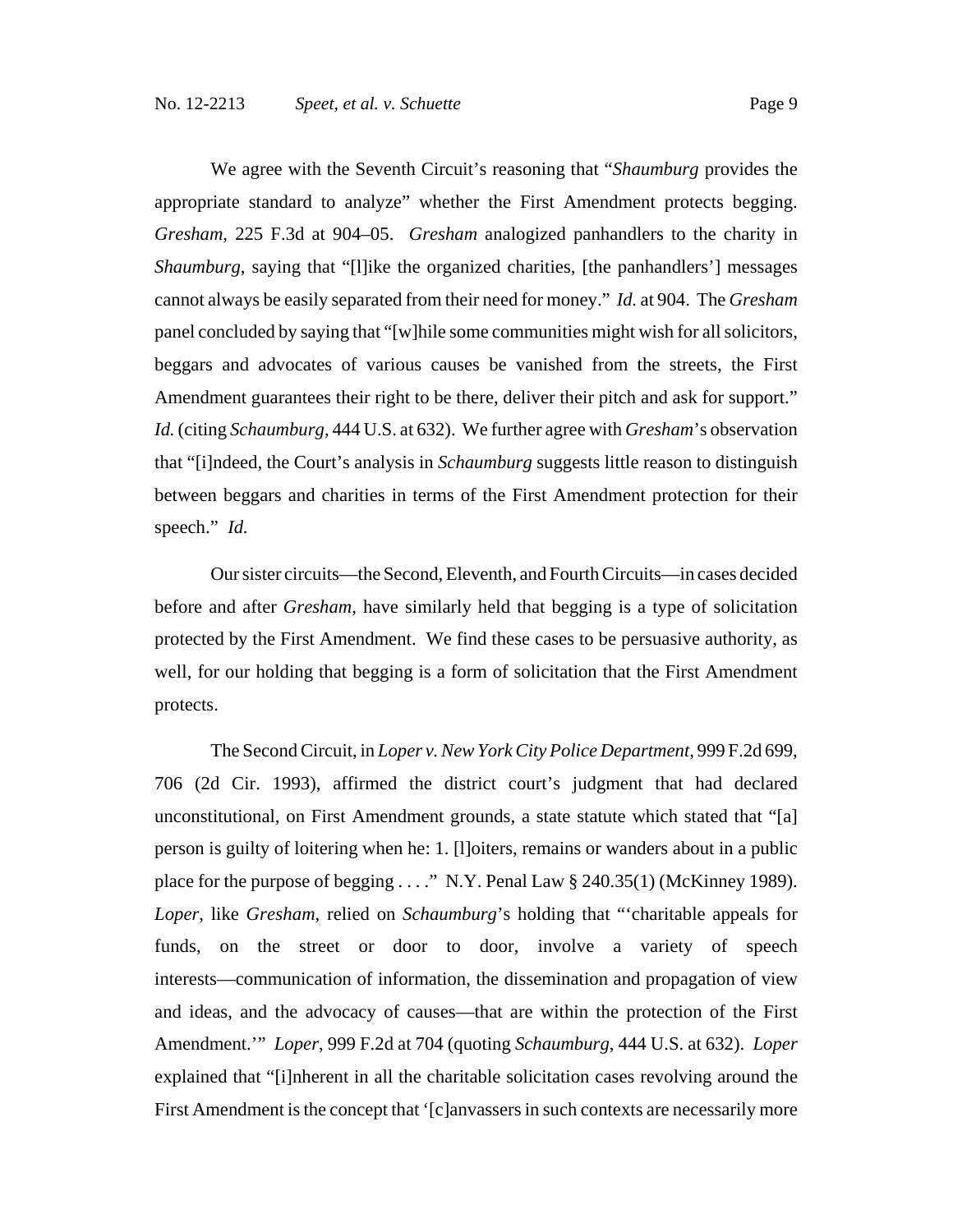We agree with the Seventh Circuit's reasoning that "*Shaumburg* provides the appropriate standard to analyze" whether the First Amendment protects begging. *Gresham*, 225 F.3d at 904–05. *Gresham* analogized panhandlers to the charity in *Shaumburg*, saying that "[l]ike the organized charities, [the panhandlers'] messages cannot always be easily separated from their need for money." *Id.* at 904. The *Gresham* panel concluded by saying that "[w]hile some communities might wish for all solicitors, beggars and advocates of various causes be vanished from the streets, the First Amendment guarantees their right to be there, deliver their pitch and ask for support." *Id.* (citing *Schaumburg*, 444 U.S. at 632). We further agree with *Gresham*'s observation that "[i]ndeed, the Court's analysis in *Schaumburg* suggests little reason to distinguish between beggars and charities in terms of the First Amendment protection for their speech." *Id.*

Our sister circuits—the Second, Eleventh, and Fourth Circuits—in cases decided before and after *Gresham*, have similarly held that begging is a type of solicitation protected by the First Amendment. We find these cases to be persuasive authority, as well, for our holding that begging is a form of solicitation that the First Amendment protects.

The Second Circuit, in *Loper v. New York City Police Department*, 999 F.2d 699, 706 (2d Cir. 1993), affirmed the district court's judgment that had declared unconstitutional, on First Amendment grounds, a state statute which stated that "[a] person is guilty of loitering when he: 1. [l]oiters, remains or wanders about in a public place for the purpose of begging . . . ." N.Y. Penal Law § 240.35(1) (McKinney 1989). *Loper*, like *Gresham,* relied on *Schaumburg*'s holding that "'charitable appeals for funds, on the street or door to door, involve a variety of speech interests—communication of information, the dissemination and propagation of view and ideas, and the advocacy of causes—that are within the protection of the First Amendment.'" *Loper*, 999 F.2d at 704 (quoting *Schaumburg*, 444 U.S. at 632). *Loper* explained that "[i]nherent in all the charitable solicitation cases revolving around the First Amendment is the concept that '[c]anvassers in such contexts are necessarily more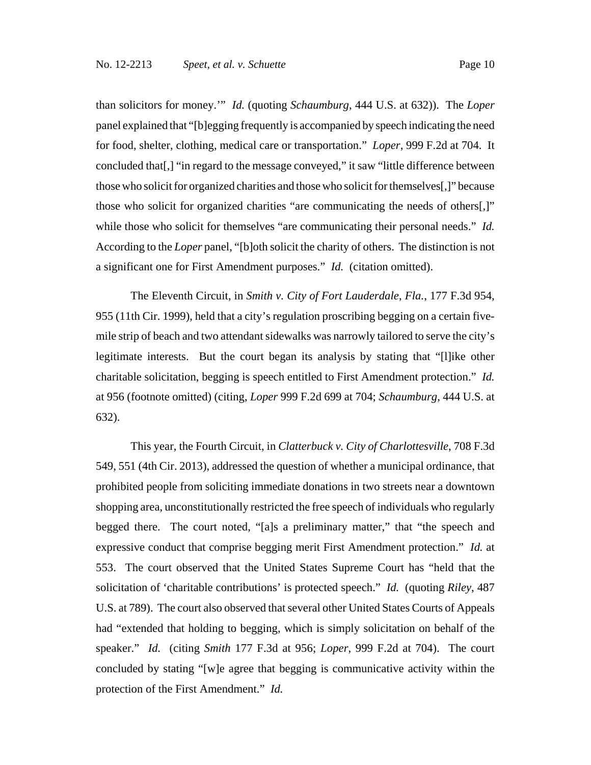than solicitors for money.'" *Id.* (quoting *Schaumburg*, 444 U.S. at 632)). The *Loper* panel explained that "[b]egging frequently is accompanied by speech indicating the need for food, shelter, clothing, medical care or transportation." *Loper*, 999 F.2d at 704. It concluded that[,] "in regard to the message conveyed," it saw "little difference between those who solicit for organized charities and those who solicit for themselves[,]" because those who solicit for organized charities "are communicating the needs of others[,]" while those who solicit for themselves "are communicating their personal needs." *Id.* According to the *Loper* panel, "[b]oth solicit the charity of others. The distinction is not a significant one for First Amendment purposes." *Id.* (citation omitted).

The Eleventh Circuit, in *Smith v. City of Fort Lauderdale, Fla.*, 177 F.3d 954, 955 (11th Cir. 1999), held that a city's regulation proscribing begging on a certain five-mile strip of beach and two attendant sidewalks was narrowly tailored to serve the city's legitimate interests. But the court began its analysis by stating that "[l]ike other charitable solicitation, begging is speech entitled to First Amendment protection." *Id.* at 956 (footnote omitted) (citing, *Loper* 999 F.2d 699 at 704; *Schaumburg*, 444 U.S. at 632).

This year, the Fourth Circuit, in *Clatterbuck v. City of Charlottesville*, 708 F.3d 549, 551 (4th Cir. 2013), addressed the question of whether a municipal ordinance, that prohibited people from soliciting immediate donations in two streets near a downtown shopping area, unconstitutionally restricted the free speech of individuals who regularly begged there. The court noted, "[a]s a preliminary matter," that "the speech and expressive conduct that comprise begging merit First Amendment protection." *Id.* at 553. The court observed that the United States Supreme Court has "held that the solicitation of 'charitable contributions' is protected speech." *Id.* (quoting *Riley*, 487 U.S. at 789). The court also observed that several other United States Courts of Appeals had "extended that holding to begging, which is simply solicitation on behalf of the speaker." *Id.* (citing *Smith* 177 F.3d at 956; *Loper*, 999 F.2d at 704). The court concluded by stating "[w]e agree that begging is communicative activity within the protection of the First Amendment." *Id.*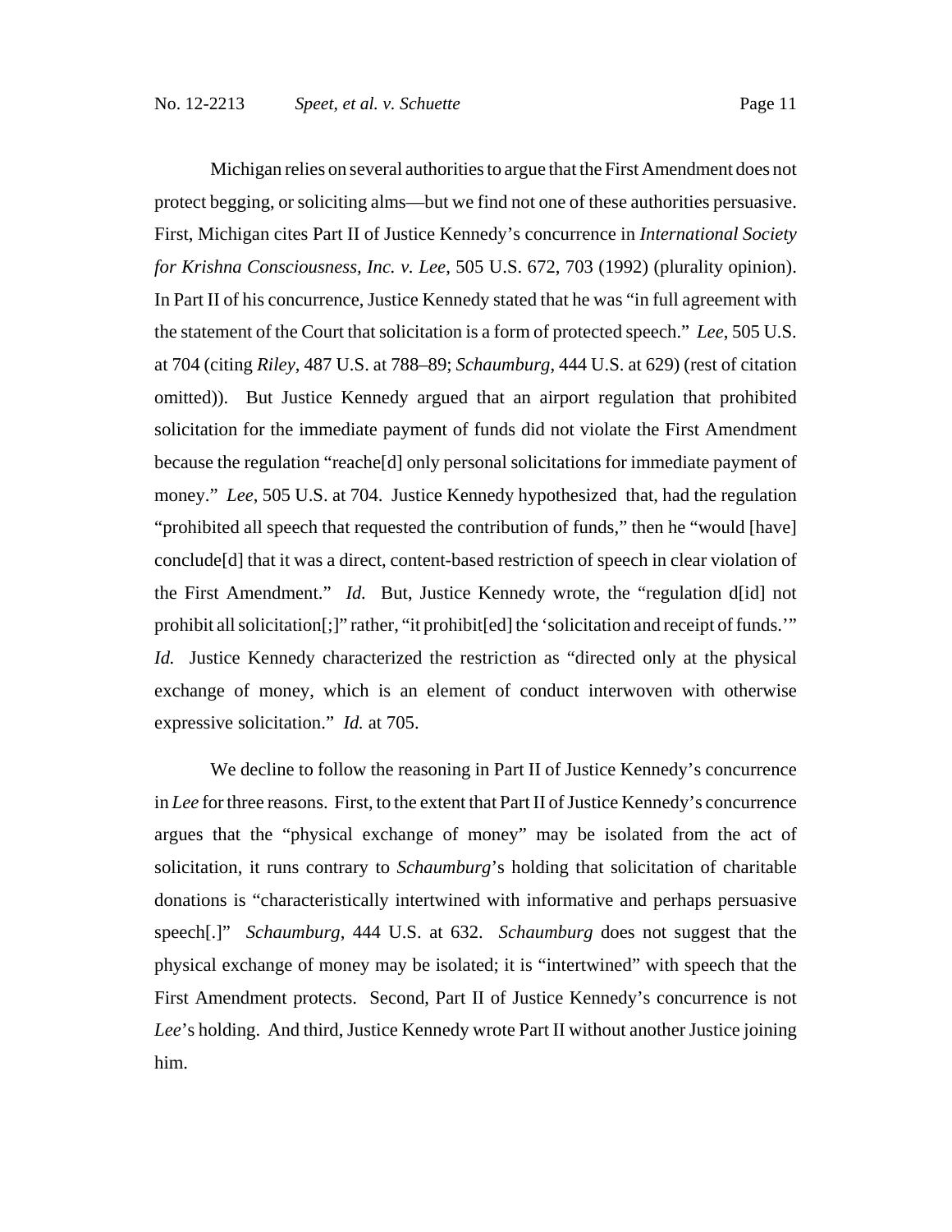Michigan relies on several authorities to argue that the First Amendment does not protect begging, or soliciting alms—but we find not one of these authorities persuasive. First, Michigan cites Part II of Justice Kennedy's concurrence in *International Society for Krishna Consciousness, Inc. v. Lee*, 505 U.S. 672, 703 (1992) (plurality opinion). In Part II of his concurrence, Justice Kennedy stated that he was "in full agreement with the statement of the Court that solicitation is a form of protected speech." *Lee*, 505 U.S. at 704 (citing *Riley*, 487 U.S. at 788–89; *Schaumburg*, 444 U.S. at 629) (rest of citation omitted)). But Justice Kennedy argued that an airport regulation that prohibited solicitation for the immediate payment of funds did not violate the First Amendment because the regulation "reache[d] only personal solicitations for immediate payment of money." *Lee*, 505 U.S. at 704. Justice Kennedy hypothesized that, had the regulation "prohibited all speech that requested the contribution of funds," then he "would [have] conclude[d] that it was a direct, content-based restriction of speech in clear violation of the First Amendment." *Id.* But, Justice Kennedy wrote, the "regulation d[id] not prohibit all solicitation[;]" rather, "it prohibit[ed] the 'solicitation and receipt of funds.'" *Id.* Justice Kennedy characterized the restriction as "directed only at the physical exchange of money, which is an element of conduct interwoven with otherwise expressive solicitation." *Id.* at 705.

We decline to follow the reasoning in Part II of Justice Kennedy's concurrence in *Lee* for three reasons. First, to the extent that Part II of Justice Kennedy's concurrence argues that the "physical exchange of money" may be isolated from the act of solicitation, it runs contrary to *Schaumburg*'s holding that solicitation of charitable donations is "characteristically intertwined with informative and perhaps persuasive speech[.]" *Schaumburg*, 444 U.S. at 632. *Schaumburg* does not suggest that the physical exchange of money may be isolated; it is "intertwined" with speech that the First Amendment protects. Second, Part II of Justice Kennedy's concurrence is not *Lee*'s holding. And third, Justice Kennedy wrote Part II without another Justice joining him.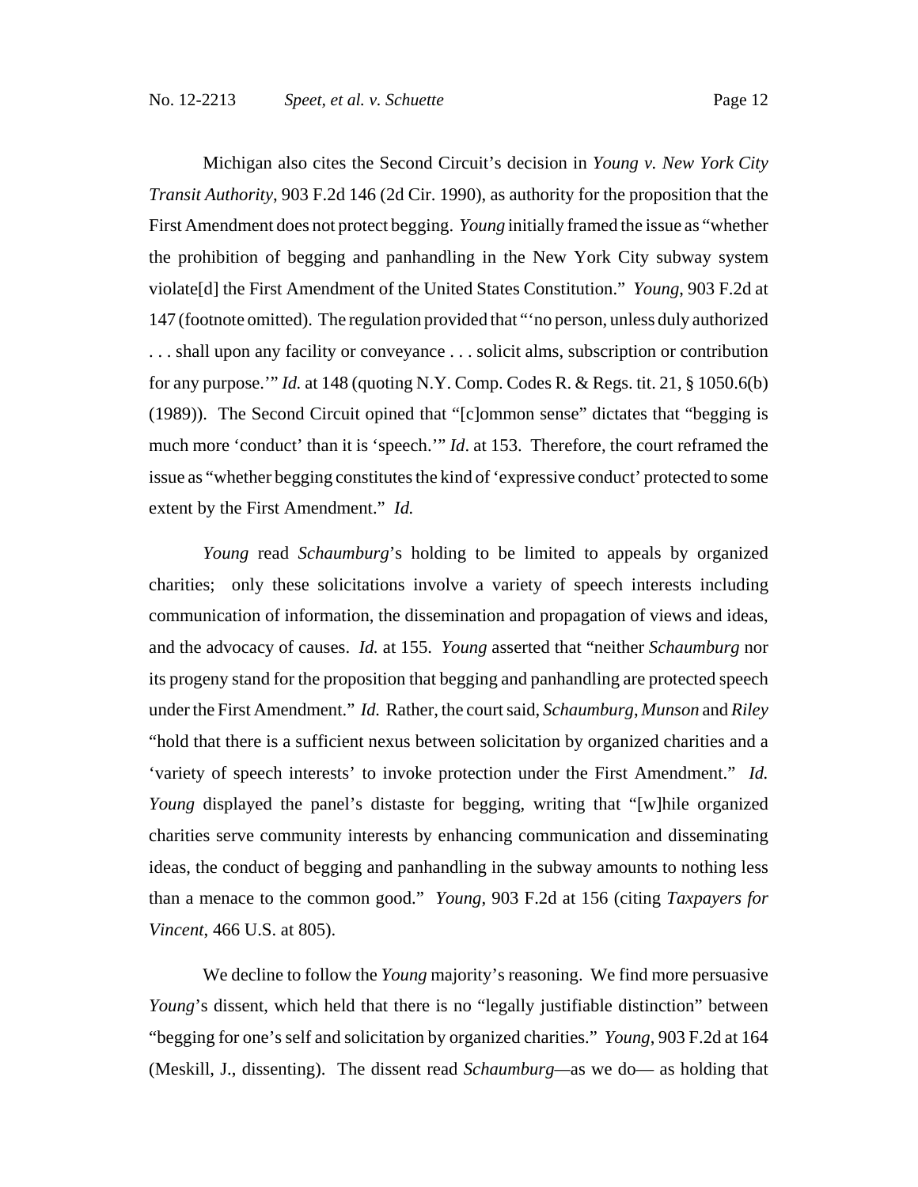Michigan also cites the Second Circuit's decision in *Young v. New York City Transit Authority*, 903 F.2d 146 (2d Cir. 1990), as authority for the proposition that the First Amendment does not protect begging. *Young* initially framed the issue as "whether the prohibition of begging and panhandling in the New York City subway system violate[d] the First Amendment of the United States Constitution." *Young*, 903 F.2d at 147 (footnote omitted). The regulation provided that "'no person, unless duly authorized . . . shall upon any facility or conveyance . . . solicit alms, subscription or contribution for any purpose.'" *Id.* at 148 (quoting N.Y. Comp. Codes R. & Regs. tit. 21, § 1050.6(b) (1989)). The Second Circuit opined that "[c]ommon sense" dictates that "begging is much more 'conduct' than it is 'speech.'" *Id*. at 153. Therefore, the court reframed the issue as "whether begging constitutes the kind of 'expressive conduct' protected to some extent by the First Amendment." *Id.*

*Young* read *Schaumburg*'s holding to be limited to appeals by organized charities; only these solicitations involve a variety of speech interests including communication of information, the dissemination and propagation of views and ideas, and the advocacy of causes. *Id.* at 155. *Young* asserted that "neither *Schaumburg* nor its progeny stand for the proposition that begging and panhandling are protected speech under the First Amendment." *Id.* Rather, the court said, *Schaumburg*, *Munson* and *Riley* "hold that there is a sufficient nexus between solicitation by organized charities and a 'variety of speech interests' to invoke protection under the First Amendment." *Id.* *Young* displayed the panel's distaste for begging, writing that "[w]hile organized charities serve community interests by enhancing communication and disseminating ideas, the conduct of begging and panhandling in the subway amounts to nothing less than a menace to the common good." *Young*, 903 F.2d at 156 (citing *Taxpayers for Vincent*, 466 U.S. at 805).

We decline to follow the *Young* majority's reasoning. We find more persuasive *Young*'s dissent, which held that there is no "legally justifiable distinction" between "begging for one's self and solicitation by organized charities." *Young*, 903 F.2d at 164 (Meskill, J., dissenting). The dissent read *Schaumburg*—as we do— as holding that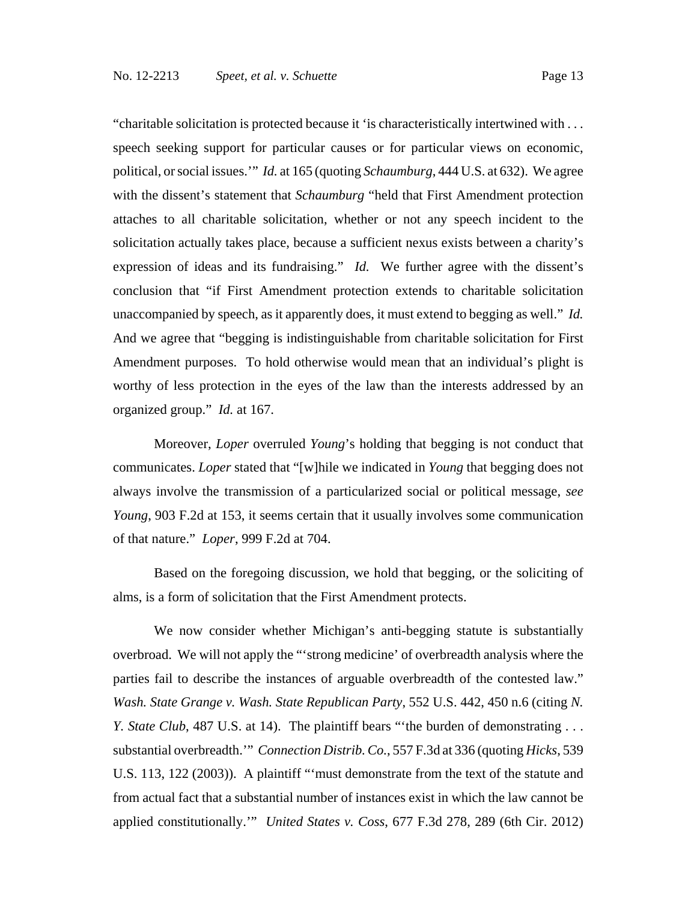"charitable solicitation is protected because it 'is characteristically intertwined with . . . speech seeking support for particular causes or for particular views on economic, political, or social issues.'" *Id.* at 165 (quoting *Schaumburg*, 444 U.S. at 632). We agree with the dissent's statement that *Schaumburg* "held that First Amendment protection attaches to all charitable solicitation, whether or not any speech incident to the solicitation actually takes place, because a sufficient nexus exists between a charity's expression of ideas and its fundraising." *Id.* We further agree with the dissent's conclusion that "if First Amendment protection extends to charitable solicitation unaccompanied by speech, as it apparently does, it must extend to begging as well." *Id.* And we agree that "begging is indistinguishable from charitable solicitation for First Amendment purposes. To hold otherwise would mean that an individual's plight is worthy of less protection in the eyes of the law than the interests addressed by an organized group." *Id.* at 167.

Moreover, *Loper* overruled *Young*'s holding that begging is not conduct that communicates. *Loper* stated that "[w]hile we indicated in *Young* that begging does not always involve the transmission of a particularized social or political message, *see Young*, 903 F.2d at 153, it seems certain that it usually involves some communication of that nature." *Loper*, 999 F.2d at 704.

Based on the foregoing discussion, we hold that begging, or the soliciting of alms, is a form of solicitation that the First Amendment protects.

We now consider whether Michigan's anti-begging statute is substantially overbroad. We will not apply the "'strong medicine' of overbreadth analysis where the parties fail to describe the instances of arguable overbreadth of the contested law." *Wash. State Grange v. Wash. State Republican Party*, 552 U.S. 442, 450 n.6 (citing *N. Y. State Club*, 487 U.S. at 14). The plaintiff bears "'the burden of demonstrating . . . substantial overbreadth.'" *Connection Distrib. Co.*, 557 F.3d at 336 (quoting *Hicks*, 539 U.S. 113, 122 (2003)). A plaintiff "'must demonstrate from the text of the statute and from actual fact that a substantial number of instances exist in which the law cannot be applied constitutionally.'" *United States v. Coss*, 677 F.3d 278, 289 (6th Cir. 2012)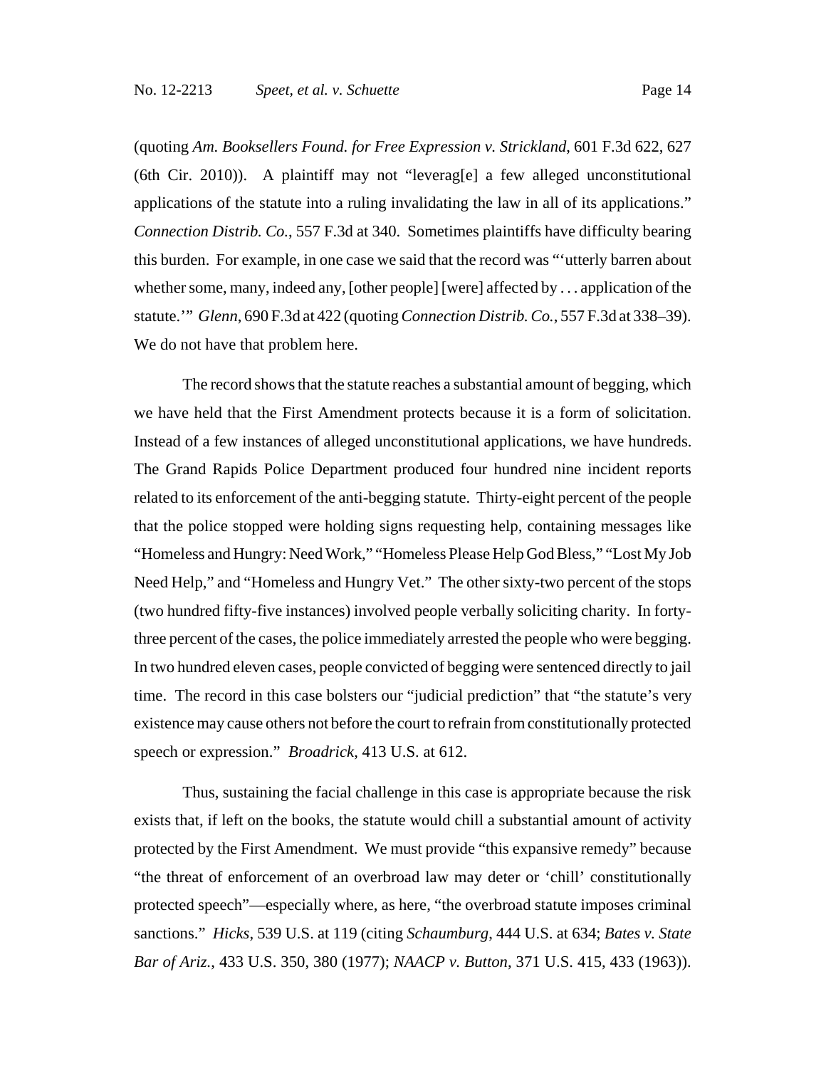(quoting *Am. Booksellers Found. for Free Expression v. Strickland*, 601 F.3d 622, 627 (6th Cir. 2010)). A plaintiff may not "leverag[e] a few alleged unconstitutional applications of the statute into a ruling invalidating the law in all of its applications." *Connection Distrib. Co.*, 557 F.3d at 340. Sometimes plaintiffs have difficulty bearing this burden. For example, in one case we said that the record was "'utterly barren about whether some, many, indeed any, [other people] [were] affected by . . . application of the statute.'" *Glenn*, 690 F.3d at 422 (quoting *Connection Distrib. Co.*, 557 F.3d at 338–39). We do not have that problem here.

The record shows that the statute reaches a substantial amount of begging, which we have held that the First Amendment protects because it is a form of solicitation. Instead of a few instances of alleged unconstitutional applications, we have hundreds. The Grand Rapids Police Department produced four hundred nine incident reports related to its enforcement of the anti-begging statute. Thirty-eight percent of the people that the police stopped were holding signs requesting help, containing messages like "Homeless and Hungry: Need Work," "Homeless Please Help God Bless," "Lost My Job Need Help," and "Homeless and Hungry Vet." The other sixty-two percent of the stops (two hundred fifty-five instances) involved people verbally soliciting charity. In forty-three percent of the cases, the police immediately arrested the people who were begging. In two hundred eleven cases, people convicted of begging were sentenced directly to jail time. The record in this case bolsters our "judicial prediction" that "the statute's very existence may cause others not before the court to refrain from constitutionally protected speech or expression." *Broadrick*, 413 U.S. at 612.

Thus, sustaining the facial challenge in this case is appropriate because the risk exists that, if left on the books, the statute would chill a substantial amount of activity protected by the First Amendment. We must provide "this expansive remedy" because "the threat of enforcement of an overbroad law may deter or 'chill' constitutionally protected speech"—especially where, as here, "the overbroad statute imposes criminal sanctions." *Hicks*, 539 U.S. at 119 (citing *Schaumburg*, 444 U.S. at 634; *Bates v. State Bar of Ariz.*, 433 U.S. 350, 380 (1977); *NAACP v. Button*, 371 U.S. 415, 433 (1963)).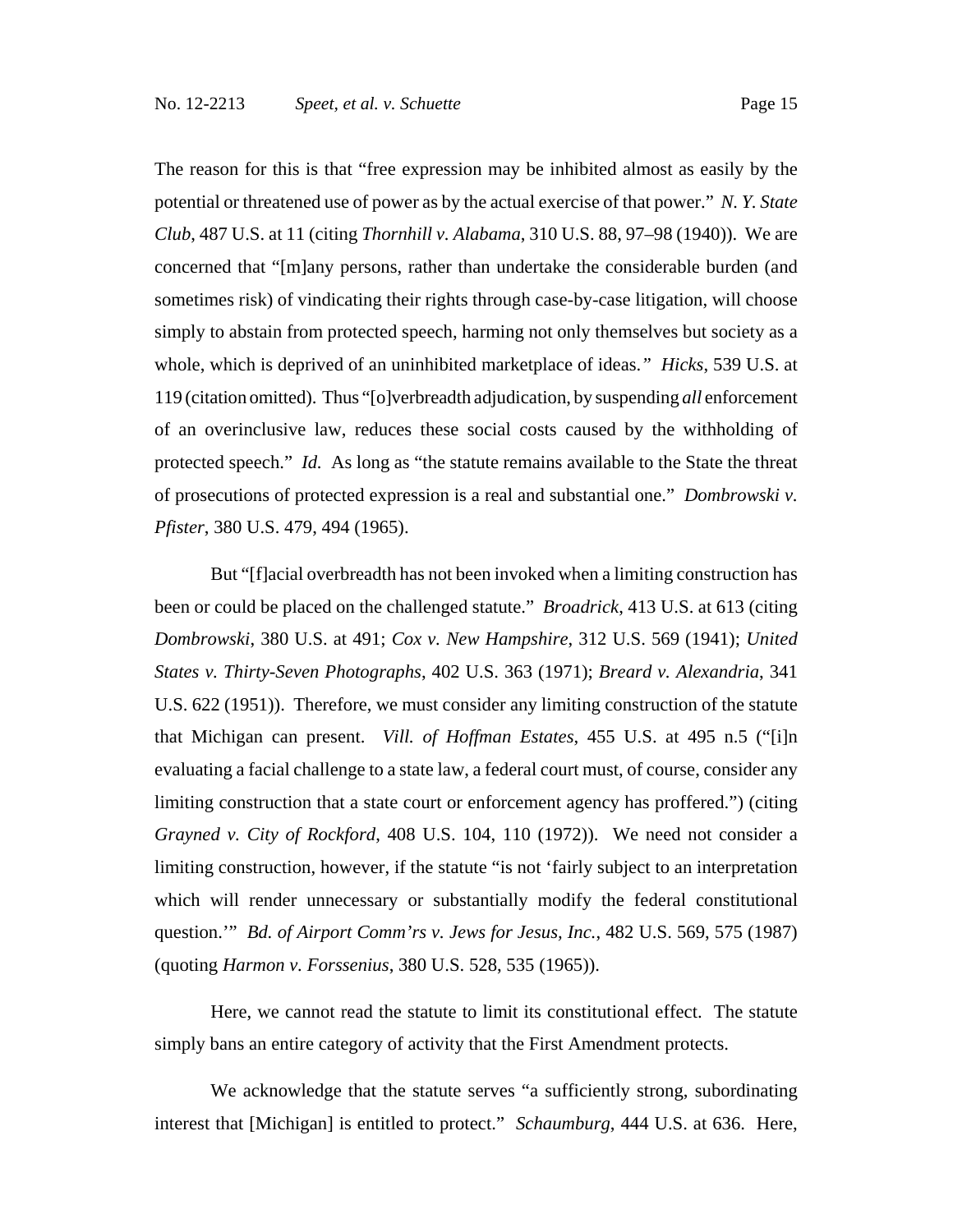The reason for this is that "free expression may be inhibited almost as easily by the potential or threatened use of power as by the actual exercise of that power." *N. Y. State Club*, 487 U.S. at 11 (citing *Thornhill v. Alabama*, 310 U.S. 88, 97–98 (1940)). We are concerned that "[m]any persons, rather than undertake the considerable burden (and sometimes risk) of vindicating their rights through case-by-case litigation, will choose simply to abstain from protected speech, harming not only themselves but society as a whole, which is deprived of an uninhibited marketplace of ideas." *Hicks*, 539 U.S. at 119 (citation omitted). Thus "[o]verbreadth adjudication, by suspending *all* enforcement of an overinclusive law, reduces these social costs caused by the withholding of protected speech." *Id.* As long as "the statute remains available to the State the threat of prosecutions of protected expression is a real and substantial one." *Dombrowski v. Pfister*, 380 U.S. 479, 494 (1965).

But "[f]acial overbreadth has not been invoked when a limiting construction has been or could be placed on the challenged statute." *Broadrick*, 413 U.S. at 613 (citing *Dombrowski*, 380 U.S. at 491; *Cox v. New Hampshire*, 312 U.S. 569 (1941); *United States v. Thirty-Seven Photographs*, 402 U.S. 363 (1971); *Breard v. Alexandria*, 341 U.S. 622 (1951)). Therefore, we must consider any limiting construction of the statute that Michigan can present. *Vill. of Hoffman Estates*, 455 U.S. at 495 n.5 ("[i]n evaluating a facial challenge to a state law, a federal court must, of course, consider any limiting construction that a state court or enforcement agency has proffered.") (citing *Grayned v. City of Rockford*, 408 U.S. 104, 110 (1972)). We need not consider a limiting construction, however, if the statute "is not 'fairly subject to an interpretation which will render unnecessary or substantially modify the federal constitutional question.'" *Bd. of Airport Comm'rs v. Jews for Jesus, Inc.*, 482 U.S. 569, 575 (1987) (quoting *Harmon v. Forssenius*, 380 U.S. 528, 535 (1965)).

Here, we cannot read the statute to limit its constitutional effect. The statute simply bans an entire category of activity that the First Amendment protects.

We acknowledge that the statute serves "a sufficiently strong, subordinating interest that [Michigan] is entitled to protect." *Schaumburg*, 444 U.S. at 636. Here,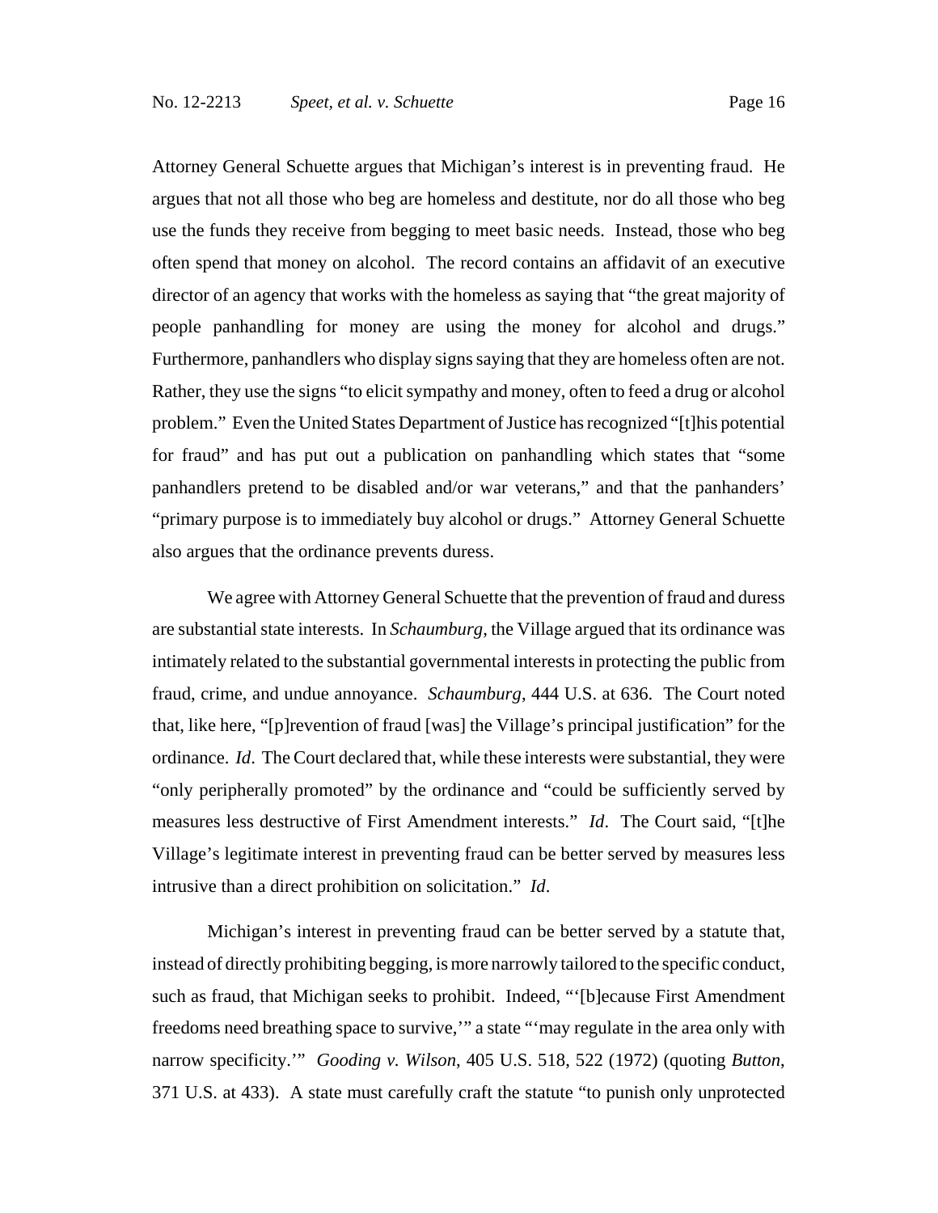Attorney General Schuette argues that Michigan's interest is in preventing fraud. He argues that not all those who beg are homeless and destitute, nor do all those who beg use the funds they receive from begging to meet basic needs. Instead, those who beg often spend that money on alcohol. The record contains an affidavit of an executive director of an agency that works with the homeless as saying that "the great majority of people panhandling for money are using the money for alcohol and drugs." Furthermore, panhandlers who display signs saying that they are homeless often are not. Rather, they use the signs "to elicit sympathy and money, often to feed a drug or alcohol problem." Even the United States Department of Justice has recognized "[t]his potential for fraud" and has put out a publication on panhandling which states that "some panhandlers pretend to be disabled and/or war veterans," and that the panhanders' "primary purpose is to immediately buy alcohol or drugs." Attorney General Schuette also argues that the ordinance prevents duress.

We agree with Attorney General Schuette that the prevention of fraud and duress are substantial state interests. In *Schaumburg*, the Village argued that its ordinance was intimately related to the substantial governmental interests in protecting the public from fraud, crime, and undue annoyance. *Schaumburg*, 444 U.S. at 636. The Court noted that, like here, "[p]revention of fraud [was] the Village's principal justification" for the ordinance. *Id*. The Court declared that, while these interests were substantial, they were "only peripherally promoted" by the ordinance and "could be sufficiently served by measures less destructive of First Amendment interests." *Id*. The Court said, "[t]he Village's legitimate interest in preventing fraud can be better served by measures less intrusive than a direct prohibition on solicitation." *Id*.

Michigan's interest in preventing fraud can be better served by a statute that, instead of directly prohibiting begging, is more narrowly tailored to the specific conduct, such as fraud, that Michigan seeks to prohibit. Indeed, "'[b]ecause First Amendment freedoms need breathing space to survive,'" a state "'may regulate in the area only with narrow specificity.'" *Gooding v. Wilson*, 405 U.S. 518, 522 (1972) (quoting *Button*, 371 U.S. at 433). A state must carefully craft the statute "to punish only unprotected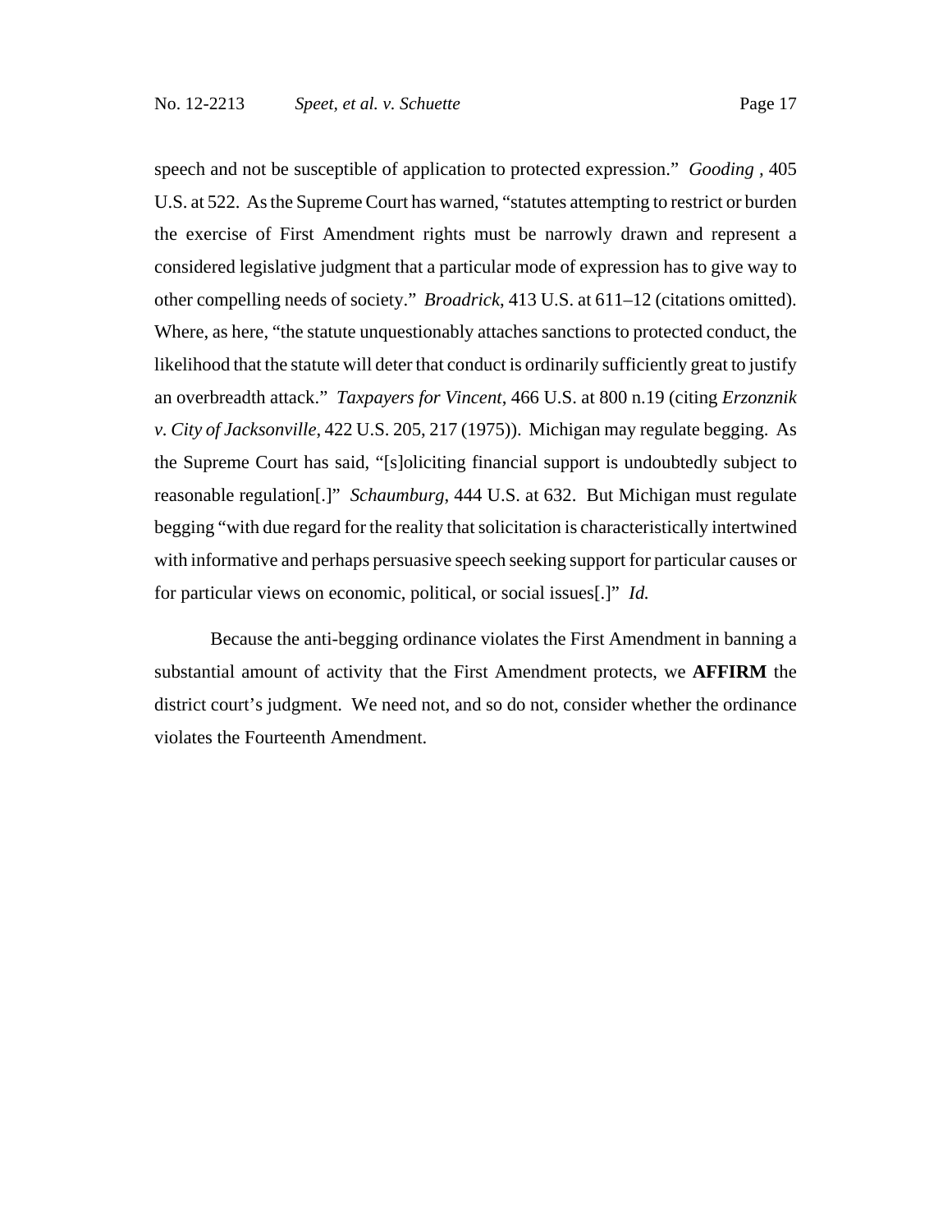speech and not be susceptible of application to protected expression." *Gooding* , 405 U.S. at 522. As the Supreme Court has warned, "statutes attempting to restrict or burden the exercise of First Amendment rights must be narrowly drawn and represent a considered legislative judgment that a particular mode of expression has to give way to other compelling needs of society." *Broadrick*, 413 U.S. at 611–12 (citations omitted). Where, as here, "the statute unquestionably attaches sanctions to protected conduct, the likelihood that the statute will deter that conduct is ordinarily sufficiently great to justify an overbreadth attack." *Taxpayers for Vincent*, 466 U.S. at 800 n.19 (citing *Erzonznik v. City of Jacksonville*, 422 U.S. 205, 217 (1975)). Michigan may regulate begging. As the Supreme Court has said, "[s]oliciting financial support is undoubtedly subject to reasonable regulation[.]" *Schaumburg*, 444 U.S. at 632. But Michigan must regulate begging "with due regard for the reality that solicitation is characteristically intertwined with informative and perhaps persuasive speech seeking support for particular causes or for particular views on economic, political, or social issues[.]" *Id.*

Because the anti-begging ordinance violates the First Amendment in banning a substantial amount of activity that the First Amendment protects, we **AFFIRM** the district court's judgment. We need not, and so do not, consider whether the ordinance violates the Fourteenth Amendment.